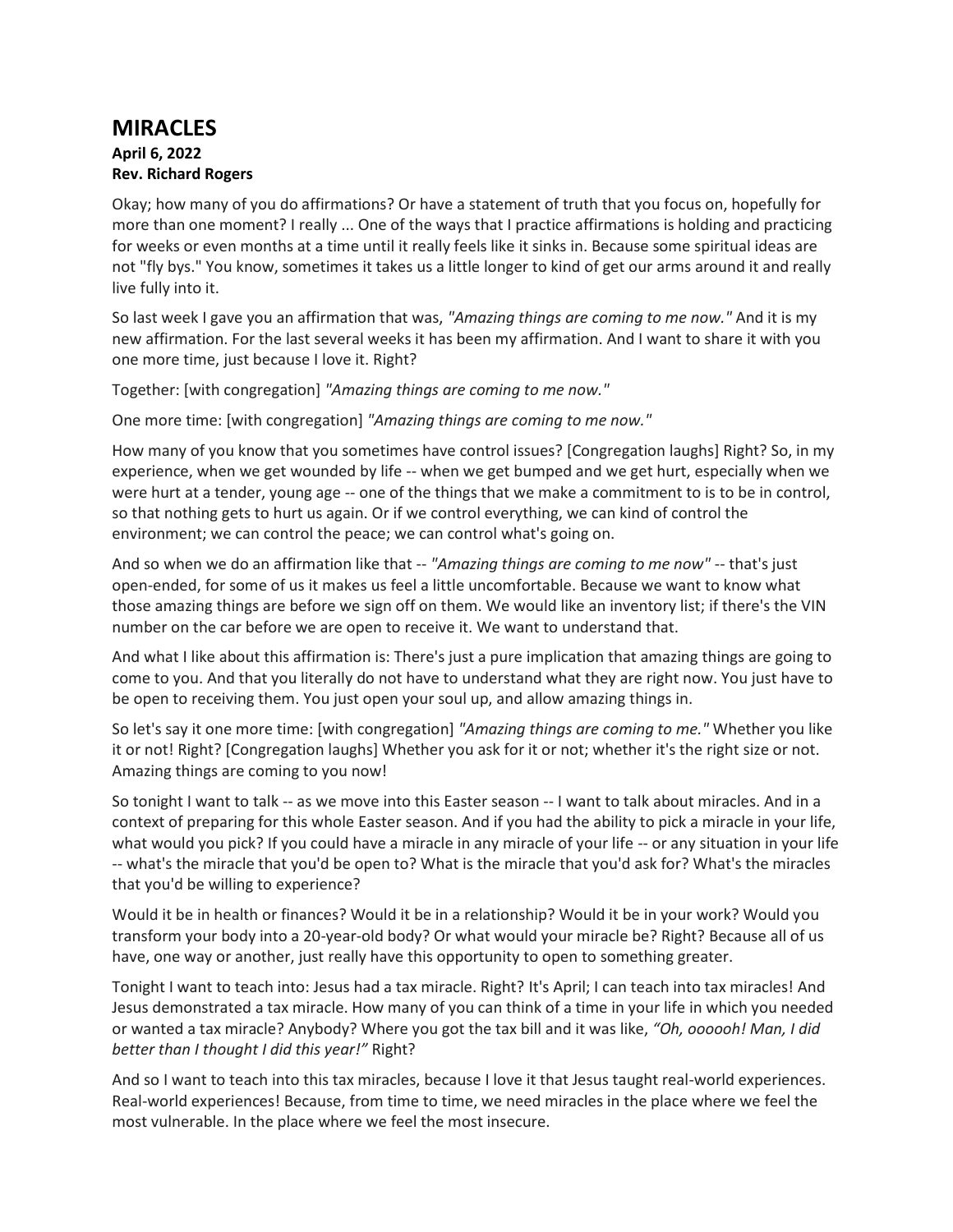# MIRACLES

**April 6, 2022**
**Rev. Richard Rogers**

Okay; how many of you do affirmations? Or have a statement of truth that you focus on, hopefully for more than one moment? I really ... One of the ways that I practice affirmations is holding and practicing for weeks or even months at a time until it really feels like it sinks in. Because some spiritual ideas are not "fly bys." You know, sometimes it takes us a little longer to kind of get our arms around it and really live fully into it.

So last week I gave you an affirmation that was, *"Amazing things are coming to me now."* And it is my new affirmation. For the last several weeks it has been my affirmation. And I want to share it with you one more time, just because I love it. Right?

Together: [with congregation] *"Amazing things are coming to me now."*

One more time: [with congregation] *"Amazing things are coming to me now."*

How many of you know that you sometimes have control issues? [Congregation laughs] Right? So, in my experience, when we get wounded by life -- when we get bumped and we get hurt, especially when we were hurt at a tender, young age -- one of the things that we make a commitment to is to be in control, so that nothing gets to hurt us again. Or if we control everything, we can kind of control the environment; we can control the peace; we can control what's going on.

And so when we do an affirmation like that -- *"Amazing things are coming to me now"* -- that's just open-ended, for some of us it makes us feel a little uncomfortable. Because we want to know what those amazing things are before we sign off on them. We would like an inventory list; if there's the VIN number on the car before we are open to receive it. We want to understand that.

And what I like about this affirmation is: There's just a pure implication that amazing things are going to come to you. And that you literally do not have to understand what they are right now. You just have to be open to receiving them. You just open your soul up, and allow amazing things in.

So let's say it one more time: [with congregation] *"Amazing things are coming to me."* Whether you like it or not! Right? [Congregation laughs] Whether you ask for it or not; whether it's the right size or not. Amazing things are coming to you now!

So tonight I want to talk -- as we move into this Easter season -- I want to talk about miracles. And in a context of preparing for this whole Easter season. And if you had the ability to pick a miracle in your life, what would you pick? If you could have a miracle in any miracle of your life -- or any situation in your life -- what's the miracle that you'd be open to? What is the miracle that you'd ask for? What's the miracles that you'd be willing to experience?

Would it be in health or finances? Would it be in a relationship? Would it be in your work? Would you transform your body into a 20-year-old body? Or what would your miracle be? Right? Because all of us have, one way or another, just really have this opportunity to open to something greater.

Tonight I want to teach into: Jesus had a tax miracle. Right? It's April; I can teach into tax miracles! And Jesus demonstrated a tax miracle. How many of you can think of a time in your life in which you needed or wanted a tax miracle? Anybody? Where you got the tax bill and it was like, *"Oh, oooooh! Man, I did better than I thought I did this year!"* Right?

And so I want to teach into this tax miracles, because I love it that Jesus taught real-world experiences. Real-world experiences! Because, from time to time, we need miracles in the place where we feel the most vulnerable. In the place where we feel the most insecure.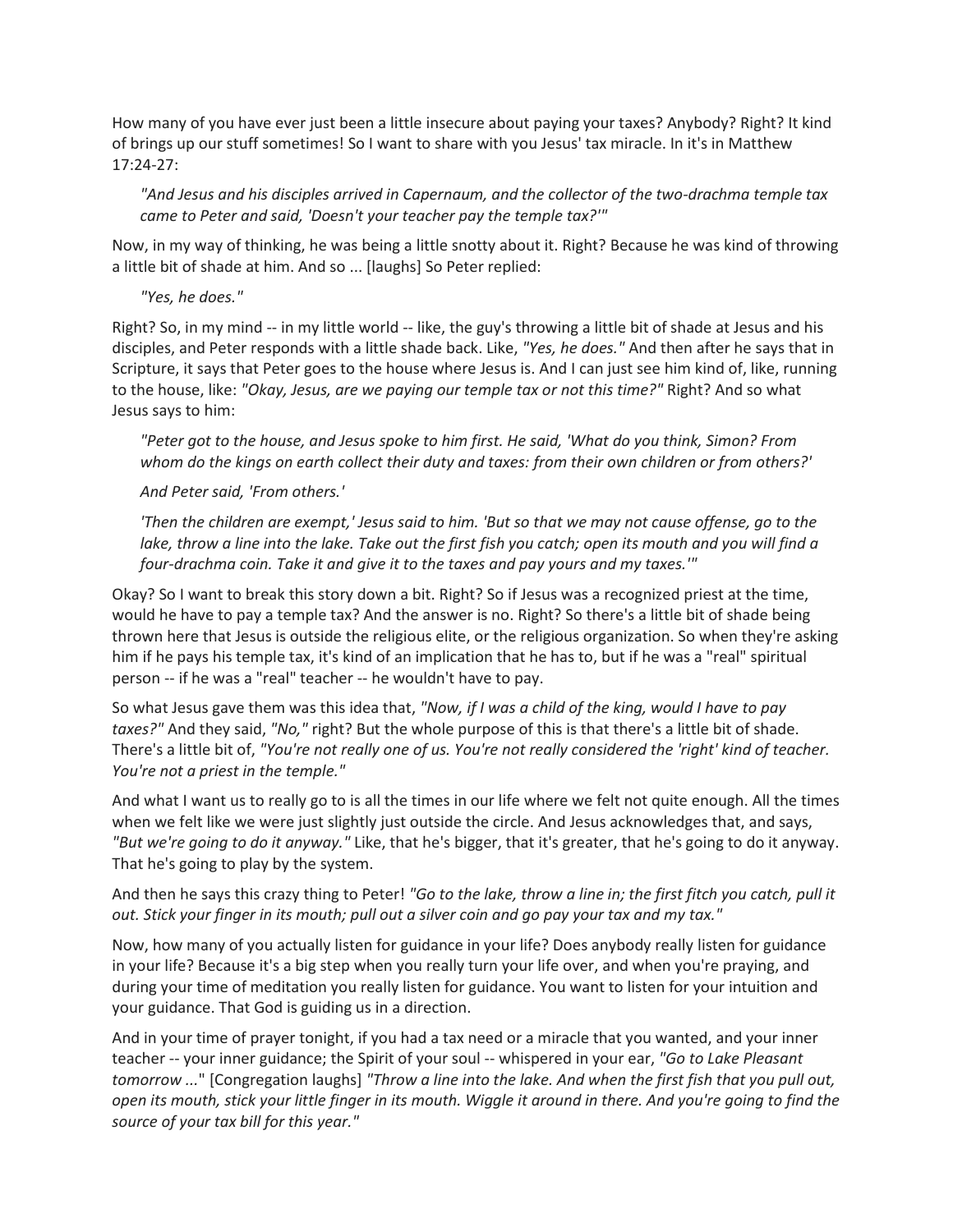How many of you have ever just been a little insecure about paying your taxes? Anybody? Right? It kind of brings up our stuff sometimes! So I want to share with you Jesus' tax miracle. In it's in Matthew 17:24-27:

> *"And Jesus and his disciples arrived in Capernaum, and the collector of the two-drachma temple tax came to Peter and said, 'Doesn't your teacher pay the temple tax?'"*

Now, in my way of thinking, he was being a little snotty about it. Right? Because he was kind of throwing a little bit of shade at him. And so ... [laughs] So Peter replied:

> *"Yes, he does."*

Right? So, in my mind -- in my little world -- like, the guy's throwing a little bit of shade at Jesus and his disciples, and Peter responds with a little shade back. Like, *"Yes, he does."* And then after he says that in Scripture, it says that Peter goes to the house where Jesus is. And I can just see him kind of, like, running to the house, like: *"Okay, Jesus, are we paying our temple tax or not this time?"* Right? And so what Jesus says to him:

> *"Peter got to the house, and Jesus spoke to him first. He said, 'What do you think, Simon? From whom do the kings on earth collect their duty and taxes: from their own children or from others?'*
>
> *And Peter said, 'From others.'*
>
> *'Then the children are exempt,' Jesus said to him. 'But so that we may not cause offense, go to the lake, throw a line into the lake. Take out the first fish you catch; open its mouth and you will find a four-drachma coin. Take it and give it to the taxes and pay yours and my taxes.'"*

Okay? So I want to break this story down a bit. Right? So if Jesus was a recognized priest at the time, would he have to pay a temple tax? And the answer is no. Right? So there's a little bit of shade being thrown here that Jesus is outside the religious elite, or the religious organization. So when they're asking him if he pays his temple tax, it's kind of an implication that he has to, but if he was a "real" spiritual person -- if he was a "real" teacher -- he wouldn't have to pay.

So what Jesus gave them was this idea that, *"Now, if I was a child of the king, would I have to pay taxes?"* And they said, *"No,"* right? But the whole purpose of this is that there's a little bit of shade. There's a little bit of, *"You're not really one of us. You're not really considered the 'right' kind of teacher. You're not a priest in the temple."*

And what I want us to really go to is all the times in our life where we felt not quite enough. All the times when we felt like we were just slightly just outside the circle. And Jesus acknowledges that, and says, *"But we're going to do it anyway."* Like, that he's bigger, that it's greater, that he's going to do it anyway. That he's going to play by the system.

And then he says this crazy thing to Peter! *"Go to the lake, throw a line in; the first fitch you catch, pull it out. Stick your finger in its mouth; pull out a silver coin and go pay your tax and my tax."*

Now, how many of you actually listen for guidance in your life? Does anybody really listen for guidance in your life? Because it's a big step when you really turn your life over, and when you're praying, and during your time of meditation you really listen for guidance. You want to listen for your intuition and your guidance. That God is guiding us in a direction.

And in your time of prayer tonight, if you had a tax need or a miracle that you wanted, and your inner teacher -- your inner guidance; the Spirit of your soul -- whispered in your ear, *"Go to Lake Pleasant tomorrow ..."* [Congregation laughs] *"Throw a line into the lake. And when the first fish that you pull out, open its mouth, stick your little finger in its mouth. Wiggle it around in there. And you're going to find the source of your tax bill for this year."*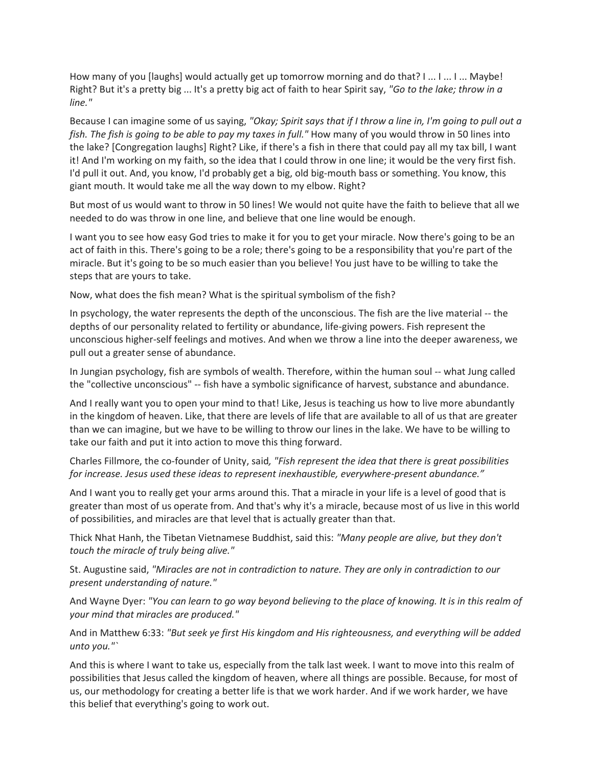How many of you [laughs] would actually get up tomorrow morning and do that? I ... I ... I ... Maybe! Right? But it's a pretty big ... It's a pretty big act of faith to hear Spirit say, *"Go to the lake; throw in a line."*

Because I can imagine some of us saying, *"Okay; Spirit says that if I throw a line in, I'm going to pull out a fish. The fish is going to be able to pay my taxes in full."* How many of you would throw in 50 lines into the lake? [Congregation laughs] Right? Like, if there's a fish in there that could pay all my tax bill, I want it! And I'm working on my faith, so the idea that I could throw in one line; it would be the very first fish. I'd pull it out. And, you know, I'd probably get a big, old big-mouth bass or something. You know, this giant mouth. It would take me all the way down to my elbow. Right?

But most of us would want to throw in 50 lines! We would not quite have the faith to believe that all we needed to do was throw in one line, and believe that one line would be enough.

I want you to see how easy God tries to make it for you to get your miracle. Now there's going to be an act of faith in this. There's going to be a role; there's going to be a responsibility that you're part of the miracle. But it's going to be so much easier than you believe! You just have to be willing to take the steps that are yours to take.

Now, what does the fish mean? What is the spiritual symbolism of the fish?

In psychology, the water represents the depth of the unconscious. The fish are the live material -- the depths of our personality related to fertility or abundance, life-giving powers. Fish represent the unconscious higher-self feelings and motives. And when we throw a line into the deeper awareness, we pull out a greater sense of abundance.

In Jungian psychology, fish are symbols of wealth. Therefore, within the human soul -- what Jung called the "collective unconscious" -- fish have a symbolic significance of harvest, substance and abundance.

And I really want you to open your mind to that! Like, Jesus is teaching us how to live more abundantly in the kingdom of heaven. Like, that there are levels of life that are available to all of us that are greater than we can imagine, but we have to be willing to throw our lines in the lake. We have to be willing to take our faith and put it into action to move this thing forward.

Charles Fillmore, the co-founder of Unity, said*, "Fish represent the idea that there is great possibilities for increase. Jesus used these ideas to represent inexhaustible, everywhere-present abundance."*

And I want you to really get your arms around this. That a miracle in your life is a level of good that is greater than most of us operate from. And that's why it's a miracle, because most of us live in this world of possibilities, and miracles are that level that is actually greater than that.

Thick Nhat Hanh, the Tibetan Vietnamese Buddhist, said this: *"Many people are alive, but they don't touch the miracle of truly being alive."*

St. Augustine said, *"Miracles are not in contradiction to nature. They are only in contradiction to our present understanding of nature."*

And Wayne Dyer: *"You can learn to go way beyond believing to the place of knowing. It is in this realm of your mind that miracles are produced."*

And in Matthew 6:33: *"But seek ye first His kingdom and His righteousness, and everything will be added unto you."`*

And this is where I want to take us, especially from the talk last week. I want to move into this realm of possibilities that Jesus called the kingdom of heaven, where all things are possible. Because, for most of us, our methodology for creating a better life is that we work harder. And if we work harder, we have this belief that everything's going to work out.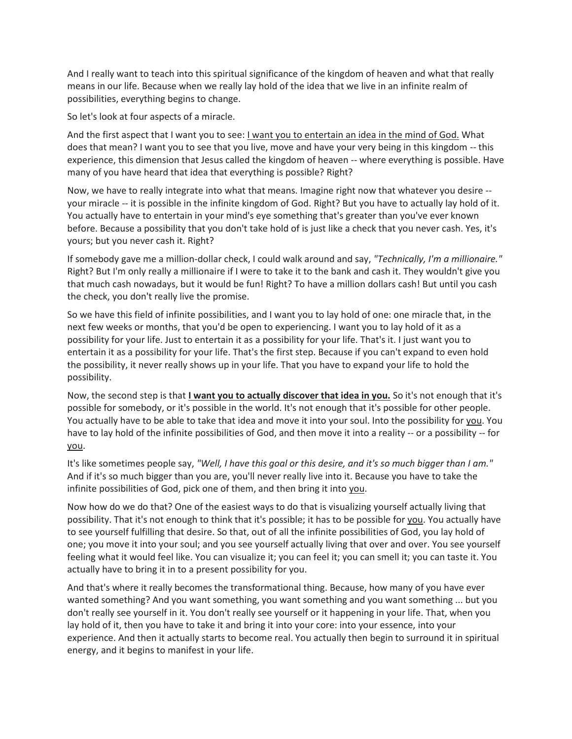And I really want to teach into this spiritual significance of the kingdom of heaven and what that really means in our life. Because when we really lay hold of the idea that we live in an infinite realm of possibilities, everything begins to change.

So let's look at four aspects of a miracle.

And the first aspect that I want you to see: <u>I want you to entertain an idea in the mind of God.</u> What does that mean? I want you to see that you live, move and have your very being in this kingdom -- this experience, this dimension that Jesus called the kingdom of heaven -- where everything is possible. Have many of you have heard that idea that everything is possible? Right?

Now, we have to really integrate into what that means. Imagine right now that whatever you desire -- your miracle -- it is possible in the infinite kingdom of God. Right? But you have to actually lay hold of it. You actually have to entertain in your mind's eye something that's greater than you've ever known before. Because a possibility that you don't take hold of is just like a check that you never cash. Yes, it's yours; but you never cash it. Right?

If somebody gave me a million-dollar check, I could walk around and say, *"Technically, I'm a millionaire."* Right? But I'm only really a millionaire if I were to take it to the bank and cash it. They wouldn't give you that much cash nowadays, but it would be fun! Right? To have a million dollars cash! But until you cash the check, you don't really live the promise.

So we have this field of infinite possibilities, and I want you to lay hold of one: one miracle that, in the next few weeks or months, that you'd be open to experiencing. I want you to lay hold of it as a possibility for your life. Just to entertain it as a possibility for your life. That's it. I just want you to entertain it as a possibility for your life. That's the first step. Because if you can't expand to even hold the possibility, it never really shows up in your life. That you have to expand your life to hold the possibility.

Now, the second step is that **<u>I want you to actually discover that idea in you.</u>** So it's not enough that it's possible for somebody, or it's possible in the world. It's not enough that it's possible for other people. You actually have to be able to take that idea and move it into your soul. Into the possibility for <u>you</u>. You have to lay hold of the infinite possibilities of God, and then move it into a reality -- or a possibility -- for <u>you</u>.

It's like sometimes people say, *"Well, I have this goal or this desire, and it's so much bigger than I am."* And if it's so much bigger than you are, you'll never really live into it. Because you have to take the infinite possibilities of God, pick one of them, and then bring it into <u>you</u>.

Now how do we do that? One of the easiest ways to do that is visualizing yourself actually living that possibility. That it's not enough to think that it's possible; it has to be possible for <u>you</u>. You actually have to see yourself fulfilling that desire. So that, out of all the infinite possibilities of God, you lay hold of one; you move it into your soul; and you see yourself actually living that over and over. You see yourself feeling what it would feel like. You can visualize it; you can feel it; you can smell it; you can taste it. You actually have to bring it in to a present possibility for you.

And that's where it really becomes the transformational thing. Because, how many of you have ever wanted something? And you want something, you want something and you want something ... but you don't really see yourself in it. You don't really see yourself or it happening in your life. That, when you lay hold of it, then you have to take it and bring it into your core: into your essence, into your experience. And then it actually starts to become real. You actually then begin to surround it in spiritual energy, and it begins to manifest in your life.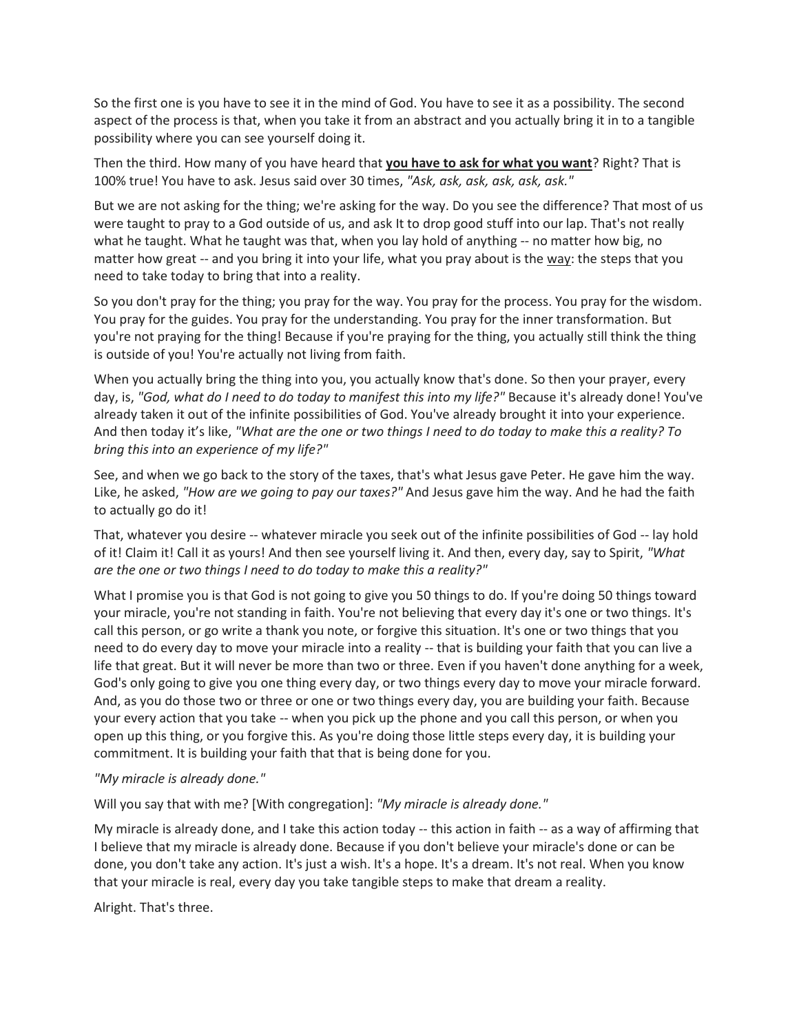So the first one is you have to see it in the mind of God. You have to see it as a possibility. The second aspect of the process is that, when you take it from an abstract and you actually bring it in to a tangible possibility where you can see yourself doing it.

Then the third. How many of you have heard that **you have to ask for what you want**? Right? That is 100% true! You have to ask. Jesus said over 30 times, *"Ask, ask, ask, ask, ask, ask."*

But we are not asking for the thing; we're asking for the way. Do you see the difference? That most of us were taught to pray to a God outside of us, and ask It to drop good stuff into our lap. That's not really what he taught. What he taught was that, when you lay hold of anything -- no matter how big, no matter how great -- and you bring it into your life, what you pray about is the way: the steps that you need to take today to bring that into a reality.

So you don't pray for the thing; you pray for the way. You pray for the process. You pray for the wisdom. You pray for the guides. You pray for the understanding. You pray for the inner transformation. But you're not praying for the thing! Because if you're praying for the thing, you actually still think the thing is outside of you! You're actually not living from faith.

When you actually bring the thing into you, you actually know that's done. So then your prayer, every day, is, *"God, what do I need to do today to manifest this into my life?"* Because it's already done! You've already taken it out of the infinite possibilities of God. You've already brought it into your experience. And then today it's like, *"What are the one or two things I need to do today to make this a reality? To bring this into an experience of my life?"*

See, and when we go back to the story of the taxes, that's what Jesus gave Peter. He gave him the way. Like, he asked, *"How are we going to pay our taxes?"* And Jesus gave him the way. And he had the faith to actually go do it!

That, whatever you desire -- whatever miracle you seek out of the infinite possibilities of God -- lay hold of it! Claim it! Call it as yours! And then see yourself living it. And then, every day, say to Spirit, *"What are the one or two things I need to do today to make this a reality?"*

What I promise you is that God is not going to give you 50 things to do. If you're doing 50 things toward your miracle, you're not standing in faith. You're not believing that every day it's one or two things. It's call this person, or go write a thank you note, or forgive this situation. It's one or two things that you need to do every day to move your miracle into a reality -- that is building your faith that you can live a life that great. But it will never be more than two or three. Even if you haven't done anything for a week, God's only going to give you one thing every day, or two things every day to move your miracle forward. And, as you do those two or three or one or two things every day, you are building your faith. Because your every action that you take -- when you pick up the phone and you call this person, or when you open up this thing, or you forgive this. As you're doing those little steps every day, it is building your commitment. It is building your faith that that is being done for you.

*"My miracle is already done."*

Will you say that with me? [With congregation]: *"My miracle is already done."*

My miracle is already done, and I take this action today -- this action in faith -- as a way of affirming that I believe that my miracle is already done. Because if you don't believe your miracle's done or can be done, you don't take any action. It's just a wish. It's a hope. It's a dream. It's not real. When you know that your miracle is real, every day you take tangible steps to make that dream a reality.

Alright. That's three.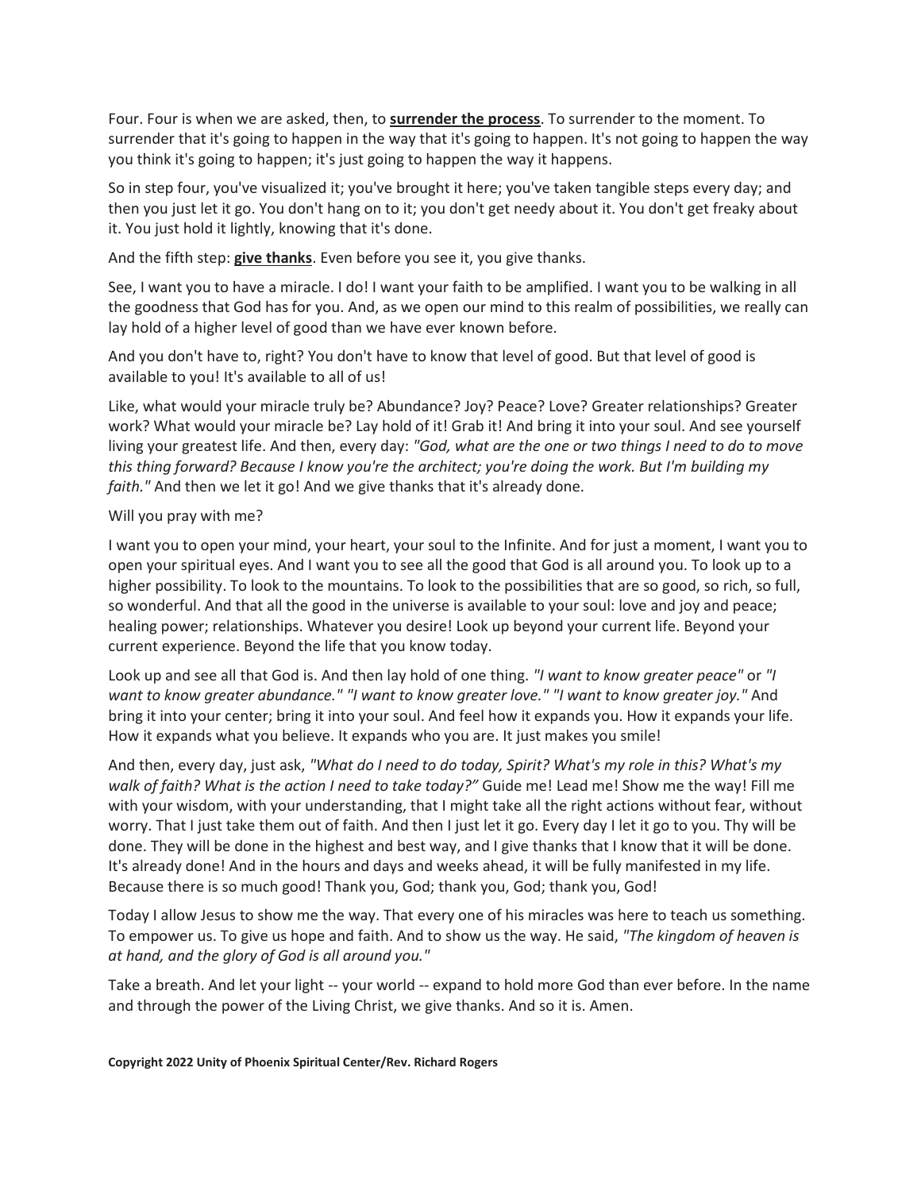Four. Four is when we are asked, then, to **surrender the process**. To surrender to the moment. To surrender that it's going to happen in the way that it's going to happen. It's not going to happen the way you think it's going to happen; it's just going to happen the way it happens.

So in step four, you've visualized it; you've brought it here; you've taken tangible steps every day; and then you just let it go. You don't hang on to it; you don't get needy about it. You don't get freaky about it. You just hold it lightly, knowing that it's done.

And the fifth step: **give thanks**. Even before you see it, you give thanks.

See, I want you to have a miracle. I do! I want your faith to be amplified. I want you to be walking in all the goodness that God has for you. And, as we open our mind to this realm of possibilities, we really can lay hold of a higher level of good than we have ever known before.

And you don't have to, right? You don't have to know that level of good. But that level of good is available to you! It's available to all of us!

Like, what would your miracle truly be? Abundance? Joy? Peace? Love? Greater relationships? Greater work? What would your miracle be? Lay hold of it! Grab it! And bring it into your soul. And see yourself living your greatest life. And then, every day: *"God, what are the one or two things I need to do to move this thing forward? Because I know you're the architect; you're doing the work. But I'm building my faith."* And then we let it go! And we give thanks that it's already done.

Will you pray with me?

I want you to open your mind, your heart, your soul to the Infinite. And for just a moment, I want you to open your spiritual eyes. And I want you to see all the good that God is all around you. To look up to a higher possibility. To look to the mountains. To look to the possibilities that are so good, so rich, so full, so wonderful. And that all the good in the universe is available to your soul: love and joy and peace; healing power; relationships. Whatever you desire! Look up beyond your current life. Beyond your current experience. Beyond the life that you know today.

Look up and see all that God is. And then lay hold of one thing. *"I want to know greater peace"* or *"I want to know greater abundance." "I want to know greater love." "I want to know greater joy."* And bring it into your center; bring it into your soul. And feel how it expands you. How it expands your life. How it expands what you believe. It expands who you are. It just makes you smile!

And then, every day, just ask, *"What do I need to do today, Spirit? What's my role in this? What's my walk of faith? What is the action I need to take today?"* Guide me! Lead me! Show me the way! Fill me with your wisdom, with your understanding, that I might take all the right actions without fear, without worry. That I just take them out of faith. And then I just let it go. Every day I let it go to you. Thy will be done. They will be done in the highest and best way, and I give thanks that I know that it will be done. It's already done! And in the hours and days and weeks ahead, it will be fully manifested in my life. Because there is so much good! Thank you, God; thank you, God; thank you, God!

Today I allow Jesus to show me the way. That every one of his miracles was here to teach us something. To empower us. To give us hope and faith. And to show us the way. He said, *"The kingdom of heaven is at hand, and the glory of God is all around you."*

Take a breath. And let your light -- your world -- expand to hold more God than ever before. In the name and through the power of the Living Christ, we give thanks. And so it is. Amen.

**Copyright 2022 Unity of Phoenix Spiritual Center/Rev. Richard Rogers**